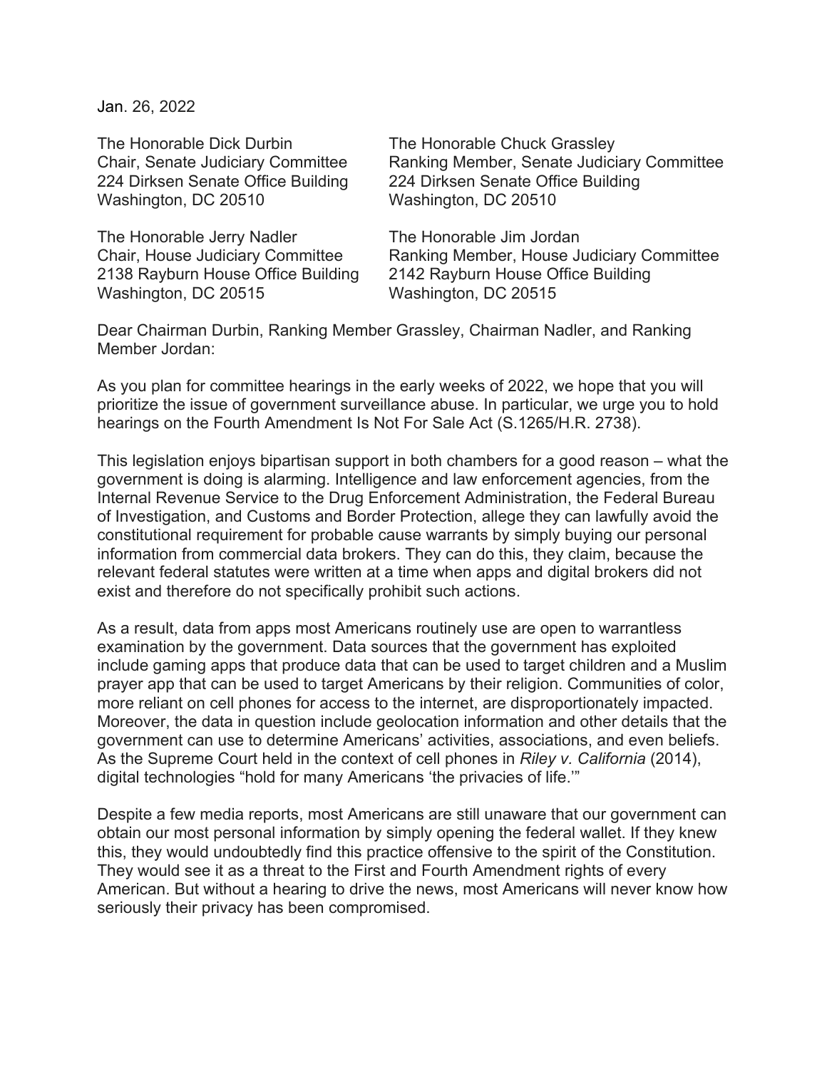Jan. 26, 2022

The Honorable Dick Durbin
Chair, Senate Judiciary Committee
224 Dirksen Senate Office Building
Washington, DC 20510

The Honorable Chuck Grassley
Ranking Member, Senate Judiciary Committee
224 Dirksen Senate Office Building
Washington, DC 20510

The Honorable Jerry Nadler
Chair, House Judiciary Committee
2138 Rayburn House Office Building
Washington, DC 20515

The Honorable Jim Jordan
Ranking Member, House Judiciary Committee
2142 Rayburn House Office Building
Washington, DC 20515

Dear Chairman Durbin, Ranking Member Grassley, Chairman Nadler, and Ranking Member Jordan:

As you plan for committee hearings in the early weeks of 2022, we hope that you will prioritize the issue of government surveillance abuse. In particular, we urge you to hold hearings on the Fourth Amendment Is Not For Sale Act (S.1265/H.R. 2738).

This legislation enjoys bipartisan support in both chambers for a good reason – what the government is doing is alarming. Intelligence and law enforcement agencies, from the Internal Revenue Service to the Drug Enforcement Administration, the Federal Bureau of Investigation, and Customs and Border Protection, allege they can lawfully avoid the constitutional requirement for probable cause warrants by simply buying our personal information from commercial data brokers. They can do this, they claim, because the relevant federal statutes were written at a time when apps and digital brokers did not exist and therefore do not specifically prohibit such actions.

As a result, data from apps most Americans routinely use are open to warrantless examination by the government. Data sources that the government has exploited include gaming apps that produce data that can be used to target children and a Muslim prayer app that can be used to target Americans by their religion. Communities of color, more reliant on cell phones for access to the internet, are disproportionately impacted. Moreover, the data in question include geolocation information and other details that the government can use to determine Americans' activities, associations, and even beliefs. As the Supreme Court held in the context of cell phones in *Riley v. California* (2014), digital technologies "hold for many Americans 'the privacies of life.'"

Despite a few media reports, most Americans are still unaware that our government can obtain our most personal information by simply opening the federal wallet. If they knew this, they would undoubtedly find this practice offensive to the spirit of the Constitution. They would see it as a threat to the First and Fourth Amendment rights of every American. But without a hearing to drive the news, most Americans will never know how seriously their privacy has been compromised.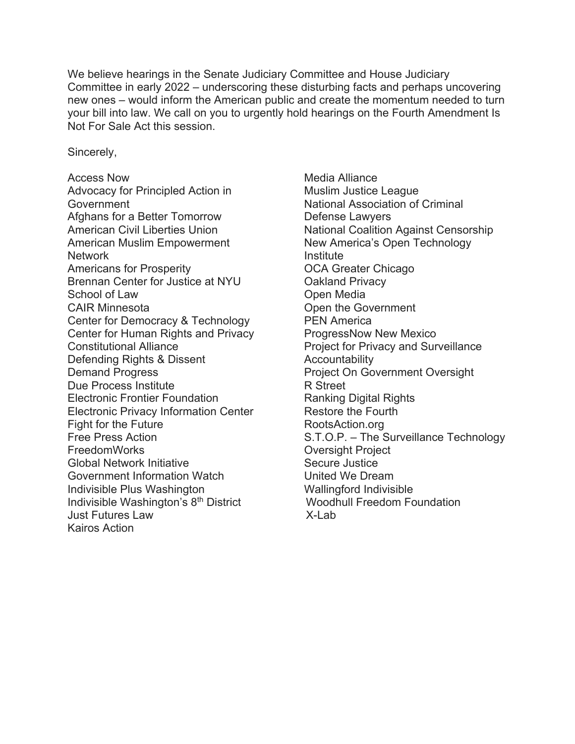We believe hearings in the Senate Judiciary Committee and House Judiciary Committee in early 2022 – underscoring these disturbing facts and perhaps uncovering new ones – would inform the American public and create the momentum needed to turn your bill into law. We call on you to urgently hold hearings on the Fourth Amendment Is Not For Sale Act this session.

Sincerely,

Access Now
Advocacy for Principled Action in Government
Afghans for a Better Tomorrow
American Civil Liberties Union
American Muslim Empowerment Network
Americans for Prosperity
Brennan Center for Justice at NYU School of Law
CAIR Minnesota
Center for Democracy & Technology
Center for Human Rights and Privacy
Constitutional Alliance
Defending Rights & Dissent
Demand Progress
Due Process Institute
Electronic Frontier Foundation
Electronic Privacy Information Center
Fight for the Future
Free Press Action
FreedomWorks
Global Network Initiative
Government Information Watch
Indivisible Plus Washington
Indivisible Washington's 8th District
Just Futures Law
Kairos Action
Media Alliance
Muslim Justice League
National Association of Criminal Defense Lawyers
National Coalition Against Censorship
New America's Open Technology Institute
OCA Greater Chicago
Oakland Privacy
Open Media
Open the Government
PEN America
ProgressNow New Mexico
Project for Privacy and Surveillance Accountability
Project On Government Oversight
R Street
Ranking Digital Rights
Restore the Fourth
RootsAction.org
S.T.O.P. – The Surveillance Technology Oversight Project
Secure Justice
United We Dream
Wallingford Indivisible
Woodhull Freedom Foundation
X-Lab